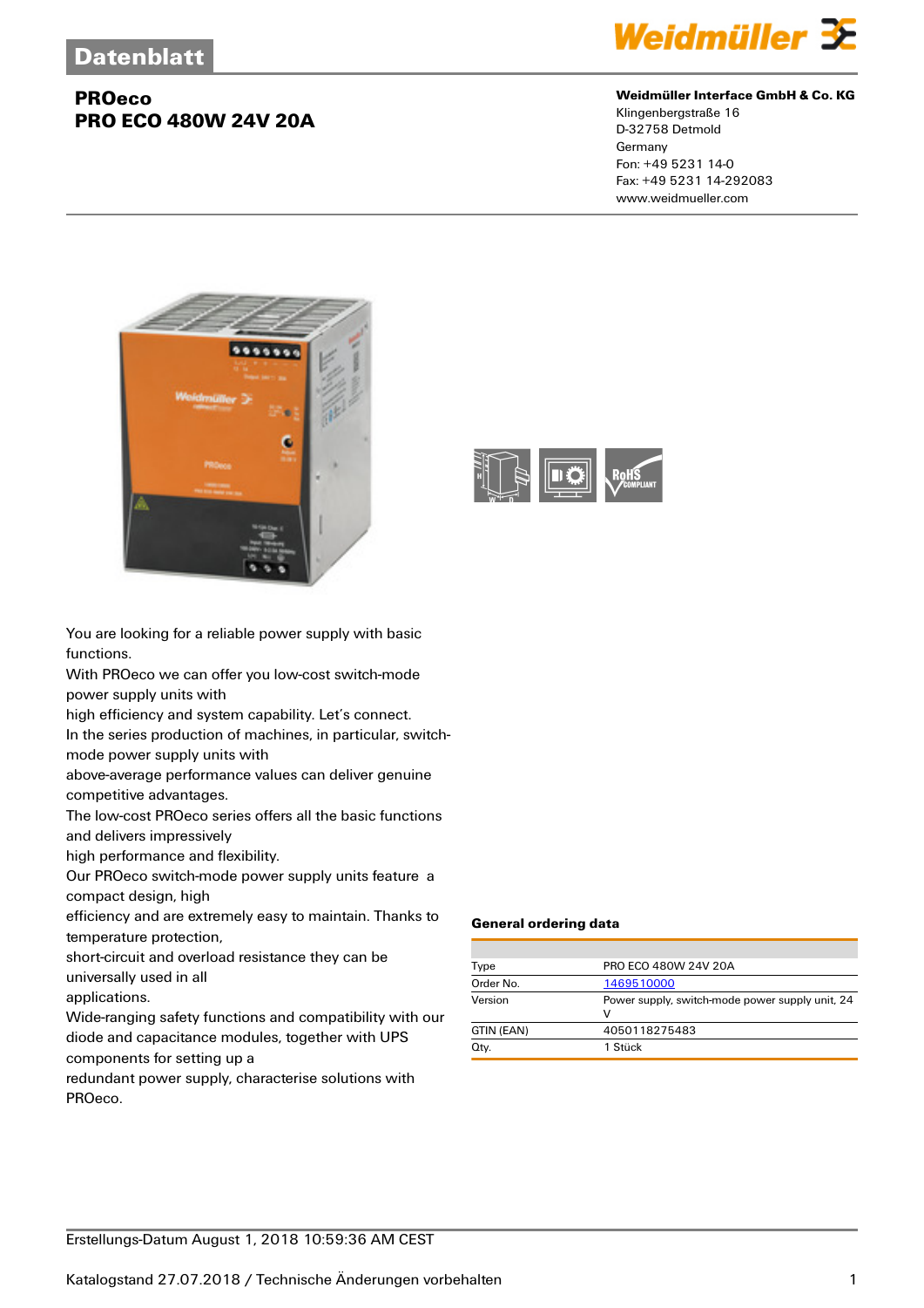# Datenblatt

## PROeco
## PRO ECO 480W 24V 20A

**Weidmüller Interface GmbH & Co. KG**
Klingenbergstraße 16
D-32758 Detmold
Germany
Fon: +49 5231 14-0
Fax: +49 5231 14-292083
www.weidmueller.com

You are looking for a reliable power supply with basic functions.
With PROeco we can offer you low-cost switch-mode power supply units with
high efficiency and system capability. Let's connect.
In the series production of machines, in particular, switch-mode power supply units with
above-average performance values can deliver genuine competitive advantages.
The low-cost PROeco series offers all the basic functions and delivers impressively
high performance and flexibility.
Our PROeco switch-mode power supply units feature a compact design, high
efficiency and are extremely easy to maintain. Thanks to temperature protection,
short-circuit and overload resistance they can be universally used in all
applications.
Wide-ranging safety functions and compatibility with our diode and capacitance modules, together with UPS components for setting up a
redundant power supply, characterise solutions with PROeco.

### General ordering data

| | |
|---|---|
| Type | PRO ECO 480W 24V 20A |
| Order No. | 1469510000 |
| Version | Power supply, switch-mode power supply unit, 24 V |
| GTIN (EAN) | 4050118275483 |
| Qty. | 1 Stück |

Erstellungs-Datum August 1, 2018 10:59:36 AM CEST

Katalogstand 27.07.2018 / Technische Änderungen vorbehalten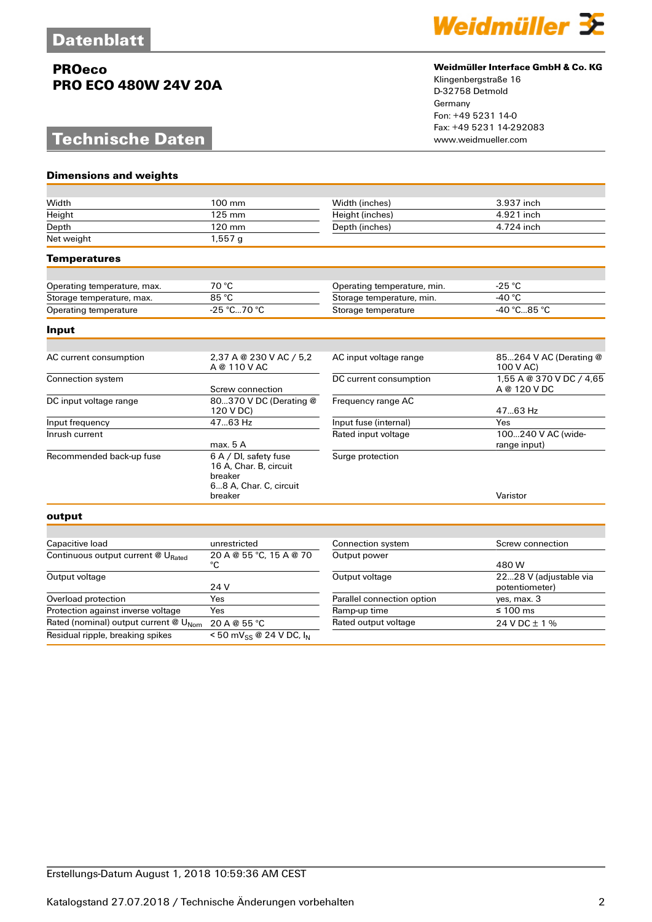Datenblatt

**PROeco**
**PRO ECO 480W 24V 20A**

**Weidmüller Interface GmbH & Co. KG**
Klingenbergstraße 16
D-32758 Detmold
Germany
Fon: +49 5231 14-0
Fax: +49 5231 14-292083
www.weidmueller.com

# Technische Daten

## Dimensions and weights

| | | | |
|---|---|---|---|
| Width | 100 mm | Width (inches) | 3.937 inch |
| Height | 125 mm | Height (inches) | 4.921 inch |
| Depth | 120 mm | Depth (inches) | 4.724 inch |
| Net weight | 1,557 g | | |

## Temperatures

| | | | |
|---|---|---|---|
| Operating temperature, max. | 70 °C | Operating temperature, min. | -25 °C |
| Storage temperature, max. | 85 °C | Storage temperature, min. | -40 °C |
| Operating temperature | -25 °C...70 °C | Storage temperature | -40 °C...85 °C |

## Input

| | | | |
|---|---|---|---|
| AC current consumption | 2,37 A @ 230 V AC / 5,2 A @ 110 V AC | AC input voltage range | 85...264 V AC (Derating @ 100 V AC) |
| Connection system | Screw connection | DC current consumption | 1,55 A @ 370 V DC / 4,65 A @ 120 V DC |
| DC input voltage range | 80...370 V DC (Derating @ 120 V DC) | Frequency range AC | 47...63 Hz |
| Input frequency | 47...63 Hz | Input fuse (internal) | Yes |
| Inrush current | max. 5 A | Rated input voltage | 100...240 V AC (wide-range input) |
| Recommended back-up fuse | 6 A / DI, safety fuse 16 A, Char. B, circuit breaker 6...8 A, Char. C, circuit breaker | Surge protection | Varistor |

## output

| | | | |
|---|---|---|---|
| Capacitive load | unrestricted | Connection system | Screw connection |
| Continuous output current @ $U_{Rated}$ | 20 A @ 55 °C, 15 A @ 70 °C | Output power | 480 W |
| Output voltage | 24 V | Output voltage | 22...28 V (adjustable via potentiometer) |
| Overload protection | Yes | Parallel connection option | yes, max. 3 |
| Protection against inverse voltage | Yes | Ramp-up time | ≤ 100 ms |
| Rated (nominal) output current @ $U_{Nom}$ | 20 A @ 55 °C | Rated output voltage | 24 V DC ± 1 % |
| Residual ripple, breaking spikes | < 50 $mV_{SS}$ @ 24 V DC, $I_N$ | | |

Erstellungs-Datum August 1, 2018 10:59:36 AM CEST

Katalogstand 27.07.2018 / Technische Änderungen vorbehalten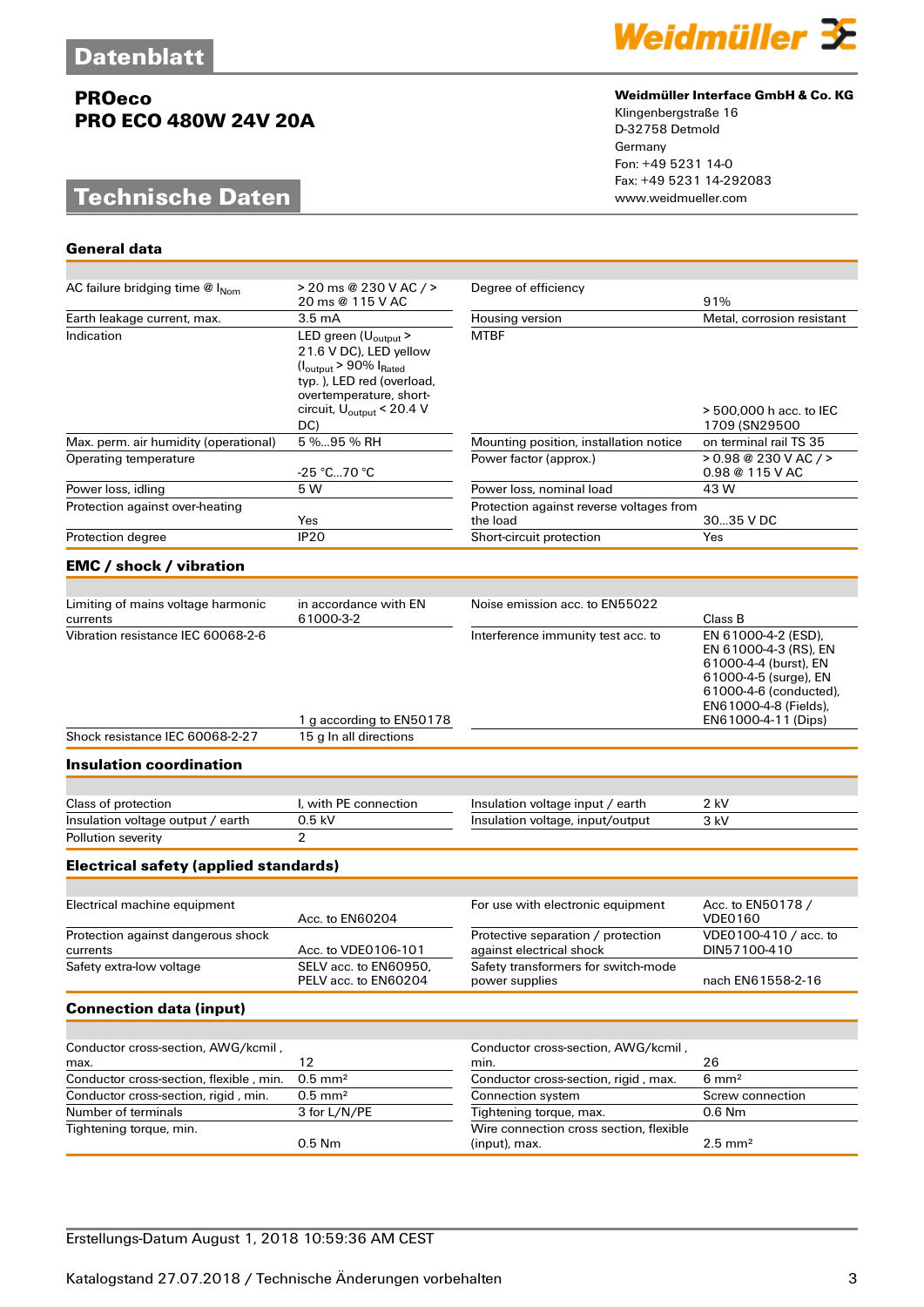# Datenblatt

## PROeco
## PRO ECO 480W 24V 20A

**Weidmüller Interface GmbH & Co. KG**
Klingenbergstraße 16
D-32758 Detmold
Germany
Fon: +49 5231 14-0
Fax: +49 5231 14-292083
www.weidmueller.com

# Technische Daten

### General data

| | | | |
|---|---|---|---|
| AC failure bridging time @ $I_{Nom}$ | > 20 ms @ 230 V AC / > 20 ms @ 115 V AC | Degree of efficiency | 91% |
| Earth leakage current, max. | 3.5 mA | Housing version | Metal, corrosion resistant |
| Indication | LED green ($U_{output}$ > 21.6 V DC), LED yellow ($I_{output}$ > 90% $I_{Rated}$ typ. ), LED red (overload, overtemperature, short-circuit, $U_{output}$ < 20.4 V DC) | MTBF | > 500,000 h acc. to IEC 1709 (SN29500 |
| Max. perm. air humidity (operational) | 5 %...95 % RH | Mounting position, installation notice | on terminal rail TS 35 |
| Operating temperature | -25 °C...70 °C | Power factor (approx.) | > 0.98 @ 230 V AC / > 0.98 @ 115 V AC |
| Power loss, idling | 5 W | Power loss, nominal load | 43 W |
| Protection against over-heating | Yes | Protection against reverse voltages from the load | 30...35 V DC |
| Protection degree | IP20 | Short-circuit protection | Yes |

### EMC / shock / vibration

| | | | |
|---|---|---|---|
| Limiting of mains voltage harmonic currents | in accordance with EN 61000-3-2 | Noise emission acc. to EN55022 | Class B |
| Vibration resistance IEC 60068-2-6 | 1 g according to EN50178 | Interference immunity test acc. to | EN 61000-4-2 (ESD), EN 61000-4-3 (RS), EN 61000-4-4 (burst), EN 61000-4-5 (surge), EN 61000-4-6 (conducted), EN61000-4-8 (Fields), EN61000-4-11 (Dips) |
| Shock resistance IEC 60068-2-27 | 15 g In all directions | | |

### Insulation coordination

| | | | |
|---|---|---|---|
| Class of protection | I, with PE connection | Insulation voltage input / earth | 2 kV |
| Insulation voltage output / earth | 0.5 kV | Insulation voltage, input/output | 3 kV |
| Pollution severity | 2 | | |

### Electrical safety (applied standards)

| | | | |
|---|---|---|---|
| Electrical machine equipment | Acc. to EN60204 | For use with electronic equipment | Acc. to EN50178 / VDE0160 |
| Protection against dangerous shock currents | Acc. to VDE0106-101 | Protective separation / protection against electrical shock | VDE0100-410 / acc. to DIN57100-410 |
| Safety extra-low voltage | SELV acc. to EN60950, PELV acc. to EN60204 | Safety transformers for switch-mode power supplies | nach EN61558-2-16 |

### Connection data (input)

| | | | |
|---|---|---|---|
| Conductor cross-section, AWG/kcmil , max. | 12 | Conductor cross-section, AWG/kcmil , min. | 26 |
| Conductor cross-section, flexible , min. | 0.5 mm² | Conductor cross-section, rigid , max. | 6 mm² |
| Conductor cross-section, rigid , min. | 0.5 mm² | Connection system | Screw connection |
| Number of terminals | 3 for L/N/PE | Tightening torque, max. | 0.6 Nm |
| Tightening torque, min. | 0.5 Nm | Wire connection cross section, flexible (input), max. | 2.5 mm² |

Erstellungs-Datum August 1, 2018 10:59:36 AM CEST

Katalogstand 27.07.2018 / Technische Änderungen vorbehalten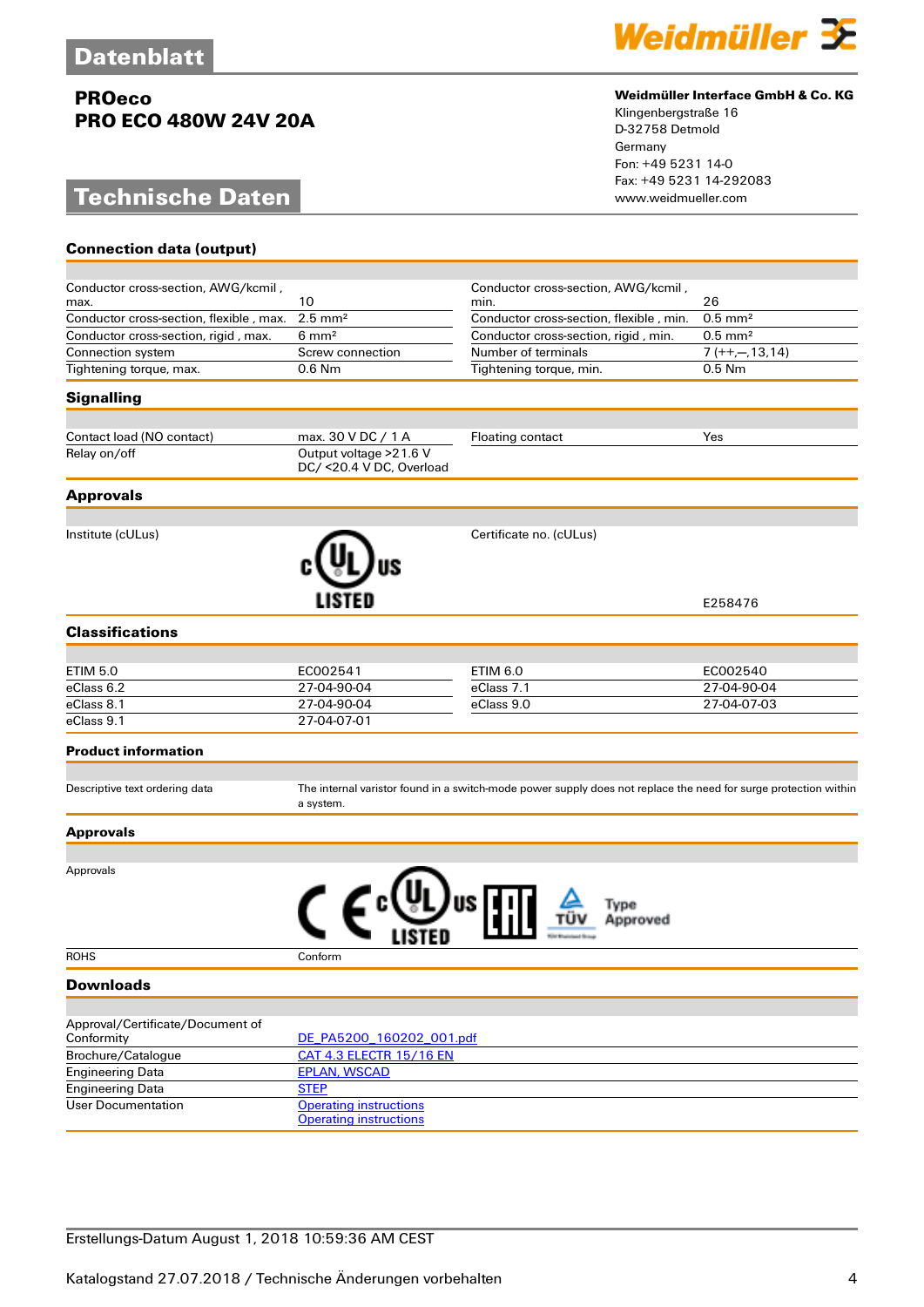# Datenblatt

**PROeco**
**PRO ECO 480W 24V 20A**

**Weidmüller Interface GmbH & Co. KG**
Klingenbergstraße 16
D-32758 Detmold
Germany
Fon: +49 5231 14-0
Fax: +49 5231 14-292083
www.weidmueller.com

## Technische Daten

### Connection data (output)

| | | | |
|---|---|---|---|
| Conductor cross-section, AWG/kcmil , max. | 10 | Conductor cross-section, AWG/kcmil , min. | 26 |
| Conductor cross-section, flexible , max. | 2.5 mm² | Conductor cross-section, flexible , min. | 0.5 mm² |
| Conductor cross-section, rigid , max. | 6 mm² | Conductor cross-section, rigid , min. | 0.5 mm² |
| Connection system | Screw connection | Number of terminals | 7 (++,—,13,14) |
| Tightening torque, max. | 0.6 Nm | Tightening torque, min. | 0.5 Nm |

### Signalling

| | | | |
|---|---|---|---|
| Contact load (NO contact) | max. 30 V DC / 1 A | Floating contact | Yes |
| Relay on/off | Output voltage >21.6 V DC/ <20.4 V DC, Overload | | |

### Approvals

| | | | |
|---|---|---|---|
| Institute (cULus) | cULus LISTED | Certificate no. (cULus) | E258476 |

### Classifications

| | | | |
|---|---|---|---|
| ETIM 5.0 | EC002541 | ETIM 6.0 | EC002540 |
| eClass 6.2 | 27-04-90-04 | eClass 7.1 | 27-04-90-04 |
| eClass 8.1 | 27-04-90-04 | eClass 9.0 | 27-04-07-03 |
| eClass 9.1 | 27-04-07-01 | | |

### Product information

| | |
|---|---|
| Descriptive text ordering data | The internal varistor found in a switch-mode power supply does not replace the need for surge protection within a system. |

### Approvals

| | |
|---|---|
| Approvals | CE, cULus LISTED, EAC, TÜV Type Approved |
| ROHS | Conform |

### Downloads

| | |
|---|---|
| Approval/Certificate/Document of Conformity | DE_PA5200_160202_001.pdf |
| Brochure/Catalogue | CAT 4.3 ELECTR 15/16 EN |
| Engineering Data | EPLAN, WSCAD |
| Engineering Data | STEP |
| User Documentation | Operating instructions<br>Operating instructions |

Erstellungs-Datum August 1, 2018 10:59:36 AM CEST

Katalogstand 27.07.2018 / Technische Änderungen vorbehalten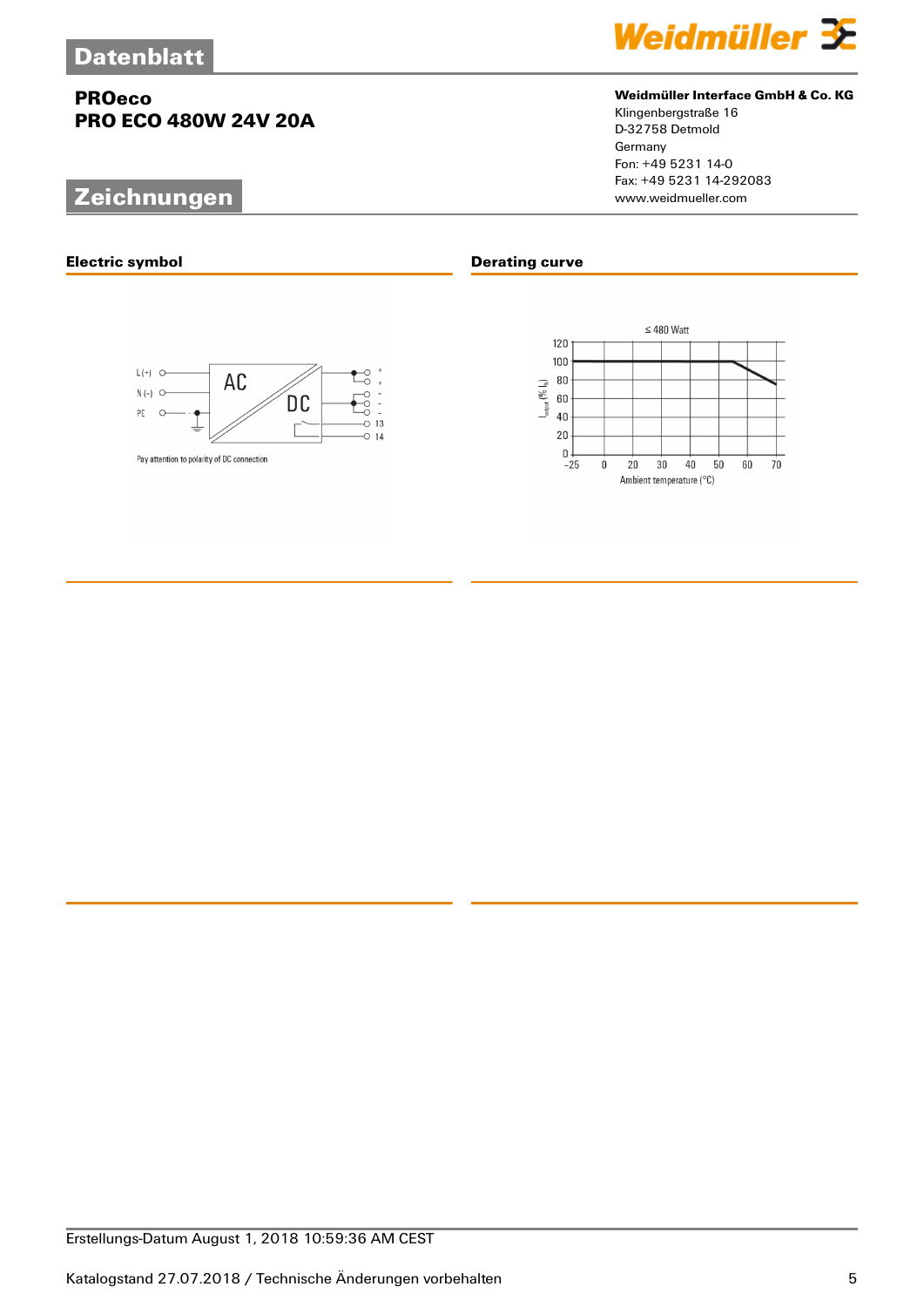# Datenblatt

**PROeco**
**PRO ECO 480W 24V 20A**

**Weidmüller Interface GmbH & Co. KG**
Klingenbergstraße 16
D-32758 Detmold
Germany
Fon: +49 5231 14-0
Fax: +49 5231 14-292083
www.weidmueller.com

## Zeichnungen

### Electric symbol

L (+)
N (-)
PE
AC
DC
+
+
-
-
13
14

Pay attention to polarity of DC connection

### Derating curve

≤ 480 Watt

$I_{output}$ (% $I_N$)

120
100
80
60
40
20
0

-25
0
20
30
40
50
60
70

Ambient temperature (°C)

Erstellungs-Datum August 1, 2018 10:59:36 AM CEST

Katalogstand 27.07.2018 / Technische Änderungen vorbehalten